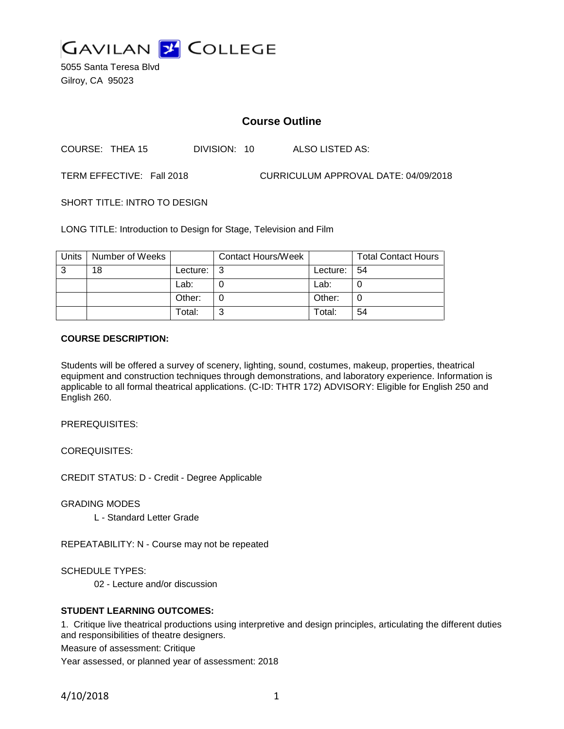# GAVILAN COLLEGE

5055 Santa Teresa Blvd
Gilroy, CA 95023

## Course Outline

COURSE: THEA 15 DIVISION: 10 ALSO LISTED AS:

TERM EFFECTIVE: Fall 2018 CURRICULUM APPROVAL DATE: 04/09/2018

SHORT TITLE: INTRO TO DESIGN

LONG TITLE: Introduction to Design for Stage, Television and Film

| Units | Number of Weeks | | Contact Hours/Week | | Total Contact Hours |
|---|---|---|---|---|---|
| 3 | 18 | Lecture: | 3 | Lecture: | 54 |
| | | Lab: | 0 | Lab: | 0 |
| | | Other: | 0 | Other: | 0 |
| | | Total: | 3 | Total: | 54 |

**COURSE DESCRIPTION:**

Students will be offered a survey of scenery, lighting, sound, costumes, makeup, properties, theatrical equipment and construction techniques through demonstrations, and laboratory experience. Information is applicable to all formal theatrical applications. (C-ID: THTR 172) ADVISORY: Eligible for English 250 and English 260.

PREREQUISITES:

COREQUISITES:

CREDIT STATUS: D - Credit - Degree Applicable

GRADING MODES

L - Standard Letter Grade

REPEATABILITY: N - Course may not be repeated

SCHEDULE TYPES:

02 - Lecture and/or discussion

**STUDENT LEARNING OUTCOMES:**

1. Critique live theatrical productions using interpretive and design principles, articulating the different duties and responsibilities of theatre designers.

Measure of assessment: Critique

Year assessed, or planned year of assessment: 2018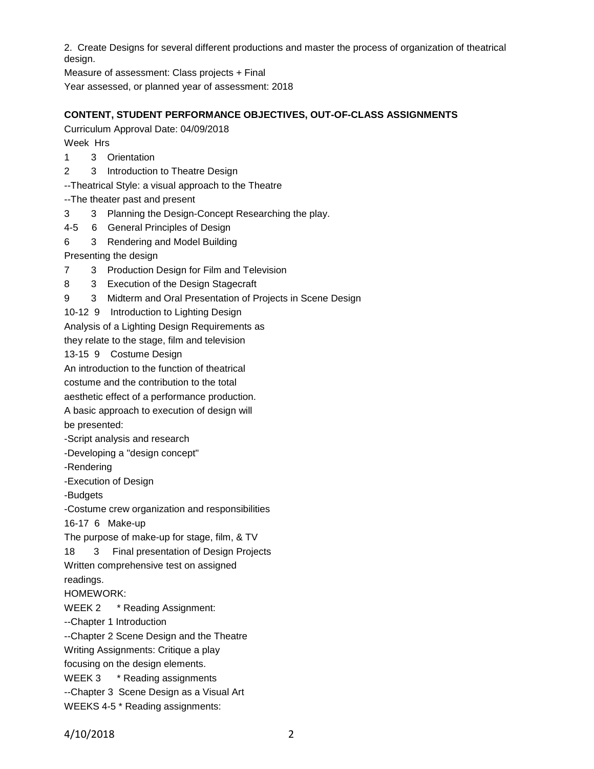2. Create Designs for several different productions and master the process of organization of theatrical design.

Measure of assessment: Class projects + Final

Year assessed, or planned year of assessment: 2018

**CONTENT, STUDENT PERFORMANCE OBJECTIVES, OUT-OF-CLASS ASSIGNMENTS**

Curriculum Approval Date: 04/09/2018

Week Hrs

1 3 Orientation

2 3 Introduction to Theatre Design

--Theatrical Style: a visual approach to the Theatre

--The theater past and present

3 3 Planning the Design-Concept Researching the play.

4-5 6 General Principles of Design

6 3 Rendering and Model Building

Presenting the design

7 3 Production Design for Film and Television

8 3 Execution of the Design Stagecraft

9 3 Midterm and Oral Presentation of Projects in Scene Design

10-12 9 Introduction to Lighting Design

Analysis of a Lighting Design Requirements as
they relate to the stage, film and television

13-15 9 Costume Design

An introduction to the function of theatrical
costume and the contribution to the total
aesthetic effect of a performance production.
A basic approach to execution of design will
be presented:

-Script analysis and research

-Developing a "design concept"

-Rendering

-Execution of Design

-Budgets

-Costume crew organization and responsibilities

16-17 6 Make-up

The purpose of make-up for stage, film, & TV

18 3 Final presentation of Design Projects

Written comprehensive test on assigned
readings.

HOMEWORK:

WEEK 2 * Reading Assignment:

--Chapter 1 Introduction

--Chapter 2 Scene Design and the Theatre

Writing Assignments: Critique a play
focusing on the design elements.

WEEK 3 * Reading assignments

--Chapter 3 Scene Design as a Visual Art

WEEKS 4-5 * Reading assignments: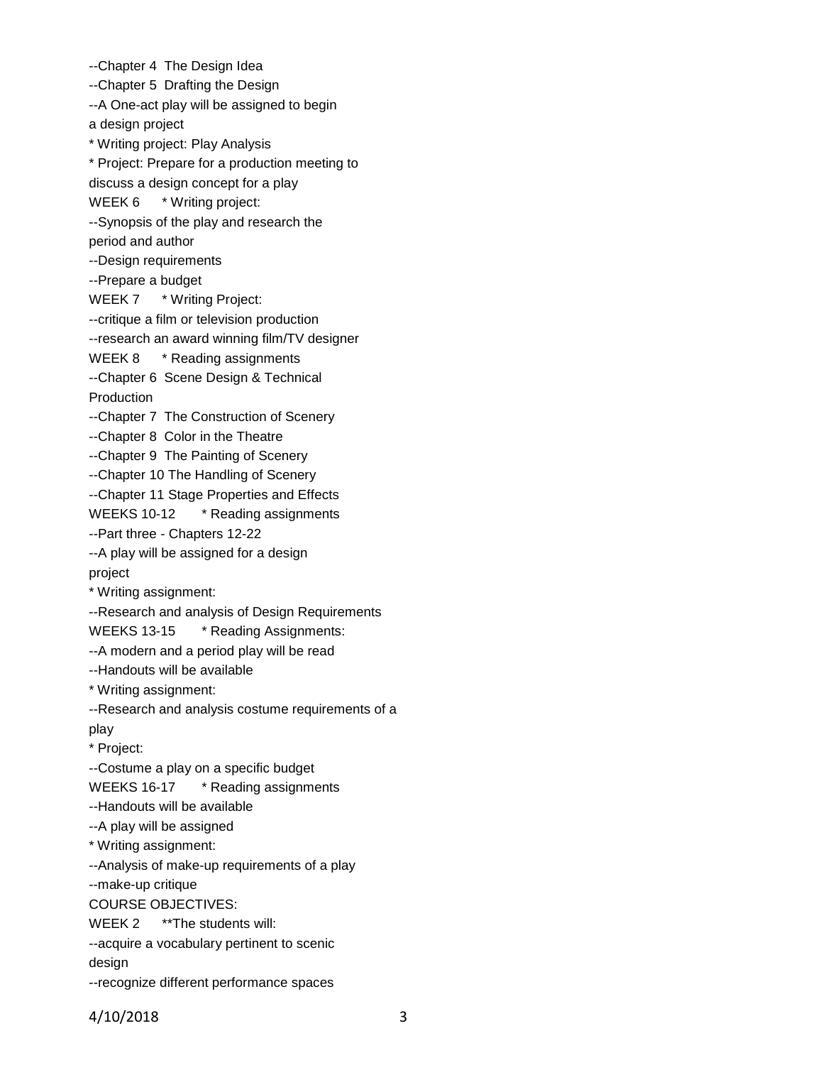--Chapter 4  The Design Idea
--Chapter 5  Drafting the Design
--A One-act play will be assigned to begin a design project
* Writing project: Play Analysis
* Project: Prepare for a production meeting to discuss a design concept for a play

WEEK 6 * Writing project:
--Synopsis of the play and research the period and author
--Design requirements
--Prepare a budget

WEEK 7 * Writing Project:
--critique a film or television production
--research an award winning film/TV designer

WEEK 8 * Reading assignments
--Chapter 6  Scene Design & Technical Production
--Chapter 7  The Construction of Scenery
--Chapter 8  Color in the Theatre
--Chapter 9  The Painting of Scenery
--Chapter 10 The Handling of Scenery
--Chapter 11 Stage Properties and Effects

WEEKS 10-12 * Reading assignments
--Part three - Chapters 12-22
--A play will be assigned for a design project
* Writing assignment:
--Research and analysis of Design Requirements

WEEKS 13-15 * Reading Assignments:
--A modern and a period play will be read
--Handouts will be available
* Writing assignment:
--Research and analysis costume requirements of a play
* Project:
--Costume a play on a specific budget

WEEKS 16-17 * Reading assignments
--Handouts will be available
--A play will be assigned
* Writing assignment:
--Analysis of make-up requirements of a play
--make-up critique

COURSE OBJECTIVES:

WEEK 2 **The students will:
--acquire a vocabulary pertinent to scenic design
--recognize different performance spaces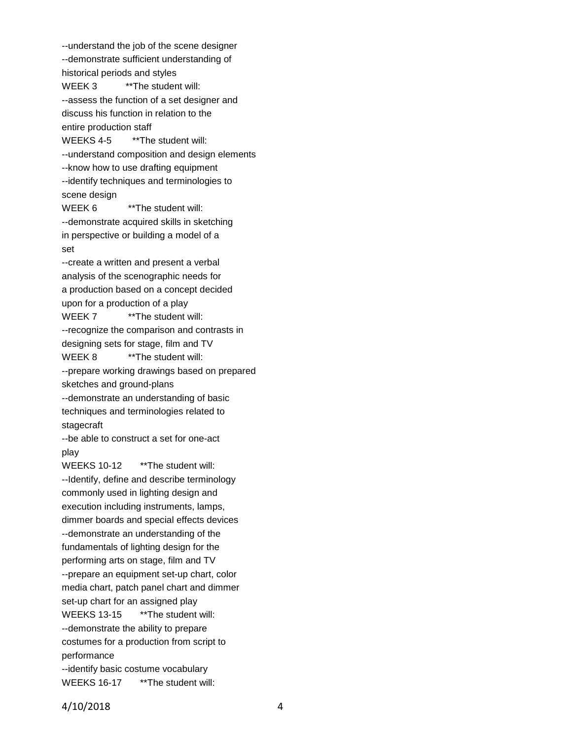--understand the job of the scene designer
--demonstrate sufficient understanding of historical periods and styles

WEEK 3 **The student will:
--assess the function of a set designer and discuss his function in relation to the entire production staff

WEEKS 4-5 **The student will:
--understand composition and design elements
--know how to use drafting equipment
--identify techniques and terminologies to scene design

WEEK 6 **The student will:
--demonstrate acquired skills in sketching in perspective or building a model of a set
--create a written and present a verbal analysis of the scenographic needs for a production based on a concept decided upon for a production of a play

WEEK 7 **The student will:
--recognize the comparison and contrasts in designing sets for stage, film and TV

WEEK 8 **The student will:
--prepare working drawings based on prepared sketches and ground-plans
--demonstrate an understanding of basic techniques and terminologies related to stagecraft
--be able to construct a set for one-act play

WEEKS 10-12 **The student will:
--Identify, define and describe terminology commonly used in lighting design and execution including instruments, lamps, dimmer boards and special effects devices
--demonstrate an understanding of the fundamentals of lighting design for the performing arts on stage, film and TV
--prepare an equipment set-up chart, color media chart, patch panel chart and dimmer set-up chart for an assigned play

WEEKS 13-15 **The student will:
--demonstrate the ability to prepare costumes for a production from script to performance
--identify basic costume vocabulary

WEEKS 16-17 **The student will: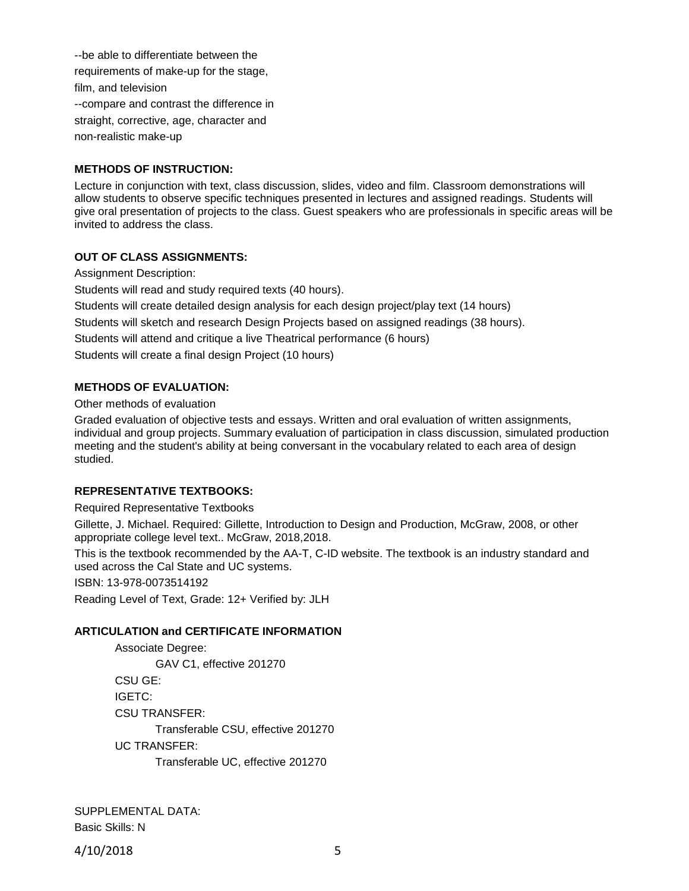--be able to differentiate between the requirements of make-up for the stage, film, and television
--compare and contrast the difference in straight, corrective, age, character and non-realistic make-up

**METHODS OF INSTRUCTION:**

Lecture in conjunction with text, class discussion, slides, video and film. Classroom demonstrations will allow students to observe specific techniques presented in lectures and assigned readings. Students will give oral presentation of projects to the class. Guest speakers who are professionals in specific areas will be invited to address the class.

**OUT OF CLASS ASSIGNMENTS:**

Assignment Description:

Students will read and study required texts (40 hours).

Students will create detailed design analysis for each design project/play text (14 hours)

Students will sketch and research Design Projects based on assigned readings (38 hours).

Students will attend and critique a live Theatrical performance (6 hours)

Students will create a final design Project (10 hours)

**METHODS OF EVALUATION:**

Other methods of evaluation

Graded evaluation of objective tests and essays. Written and oral evaluation of written assignments, individual and group projects. Summary evaluation of participation in class discussion, simulated production meeting and the student's ability at being conversant in the vocabulary related to each area of design studied.

**REPRESENTATIVE TEXTBOOKS:**

Required Representative Textbooks

Gillette, J. Michael. Required: Gillette, Introduction to Design and Production, McGraw, 2008, or other appropriate college level text.. McGraw, 2018,2018.

This is the textbook recommended by the AA-T, C-ID website. The textbook is an industry standard and used across the Cal State and UC systems.

ISBN: 13-978-0073514192

Reading Level of Text, Grade: 12+ Verified by: JLH

**ARTICULATION and CERTIFICATE INFORMATION**

Associate Degree:
GAV C1, effective 201270
CSU GE:
IGETC:
CSU TRANSFER:
Transferable CSU, effective 201270
UC TRANSFER:
Transferable UC, effective 201270

SUPPLEMENTAL DATA:
Basic Skills: N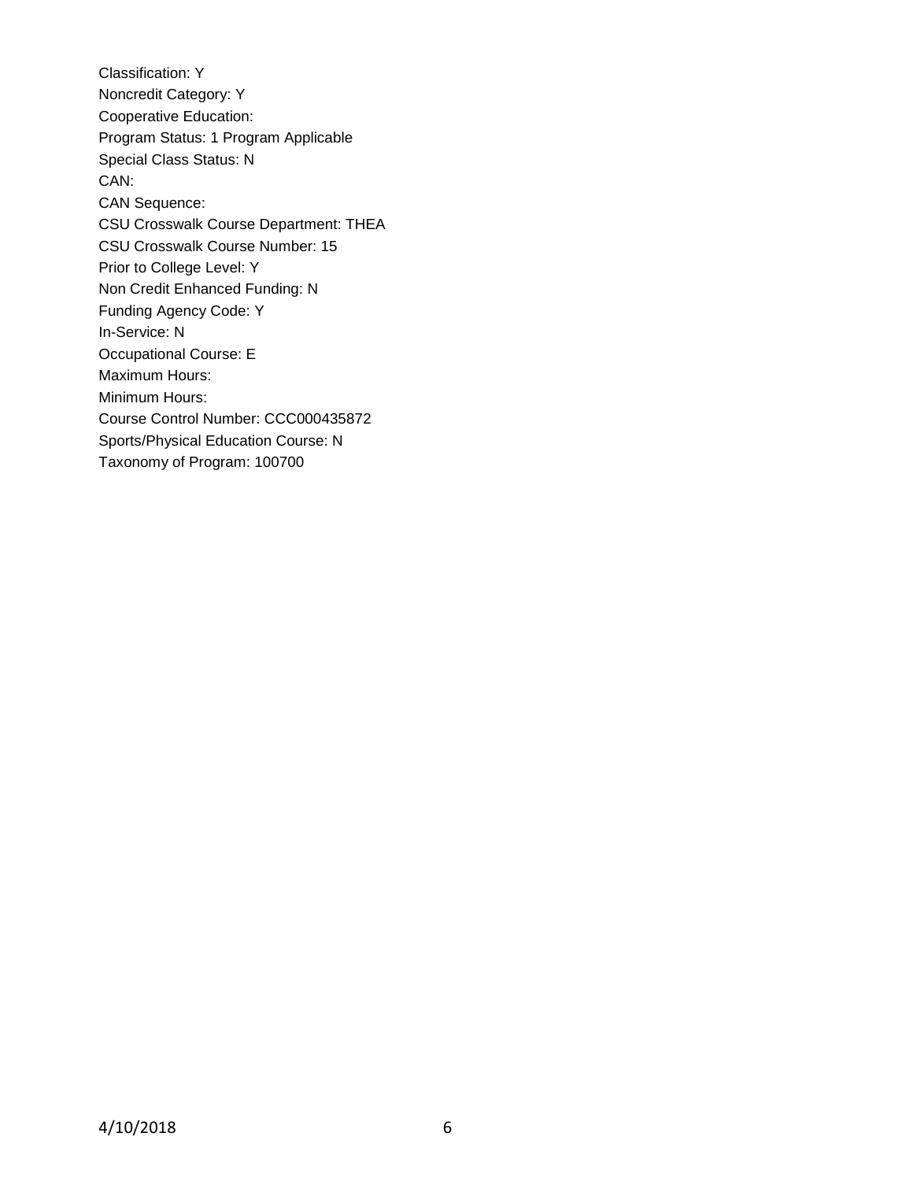Classification: Y
Noncredit Category: Y
Cooperative Education:
Program Status: 1 Program Applicable
Special Class Status: N
CAN:
CAN Sequence:
CSU Crosswalk Course Department: THEA
CSU Crosswalk Course Number: 15
Prior to College Level: Y
Non Credit Enhanced Funding: N
Funding Agency Code: Y
In-Service: N
Occupational Course: E
Maximum Hours:
Minimum Hours:
Course Control Number: CCC000435872
Sports/Physical Education Course: N
Taxonomy of Program: 100700